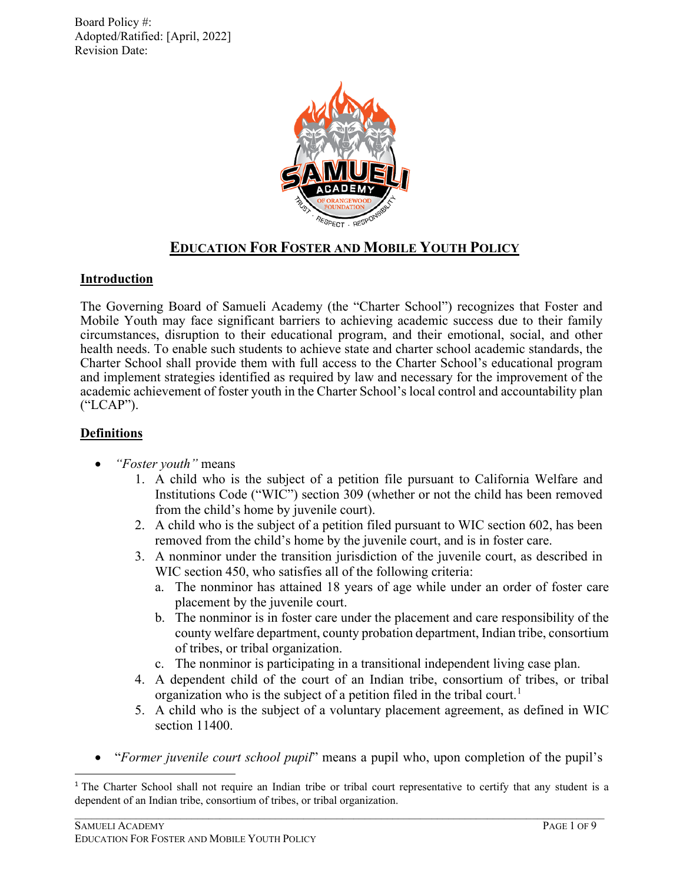Board Policy #:
Adopted/Ratified: [April, 2022]
Revision Date:

# EDUCATION FOR FOSTER AND MOBILE YOUTH POLICY

## Introduction

The Governing Board of Samueli Academy (the "Charter School") recognizes that Foster and Mobile Youth may face significant barriers to achieving academic success due to their family circumstances, disruption to their educational program, and their emotional, social, and other health needs. To enable such students to achieve state and charter school academic standards, the Charter School shall provide them with full access to the Charter School's educational program and implement strategies identified as required by law and necessary for the improvement of the academic achievement of foster youth in the Charter School's local control and accountability plan ("LCAP").

## Definitions

- *"Foster youth"* means
  1. A child who is the subject of a petition file pursuant to California Welfare and Institutions Code ("WIC") section 309 (whether or not the child has been removed from the child's home by juvenile court).
  2. A child who is the subject of a petition filed pursuant to WIC section 602, has been removed from the child's home by the juvenile court, and is in foster care.
  3. A nonminor under the transition jurisdiction of the juvenile court, as described in WIC section 450, who satisfies all of the following criteria:
     a. The nonminor has attained 18 years of age while under an order of foster care placement by the juvenile court.
     b. The nonminor is in foster care under the placement and care responsibility of the county welfare department, county probation department, Indian tribe, consortium of tribes, or tribal organization.
     c. The nonminor is participating in a transitional independent living case plan.
  4. A dependent child of the court of an Indian tribe, consortium of tribes, or tribal organization who is the subject of a petition filed in the tribal court.[1]
  5. A child who is the subject of a voluntary placement agreement, as defined in WIC section 11400.

- "*Former juvenile court school pupil*" means a pupil who, upon completion of the pupil's

[1] The Charter School shall not require an Indian tribe or tribal court representative to certify that any student is a dependent of an Indian tribe, consortium of tribes, or tribal organization.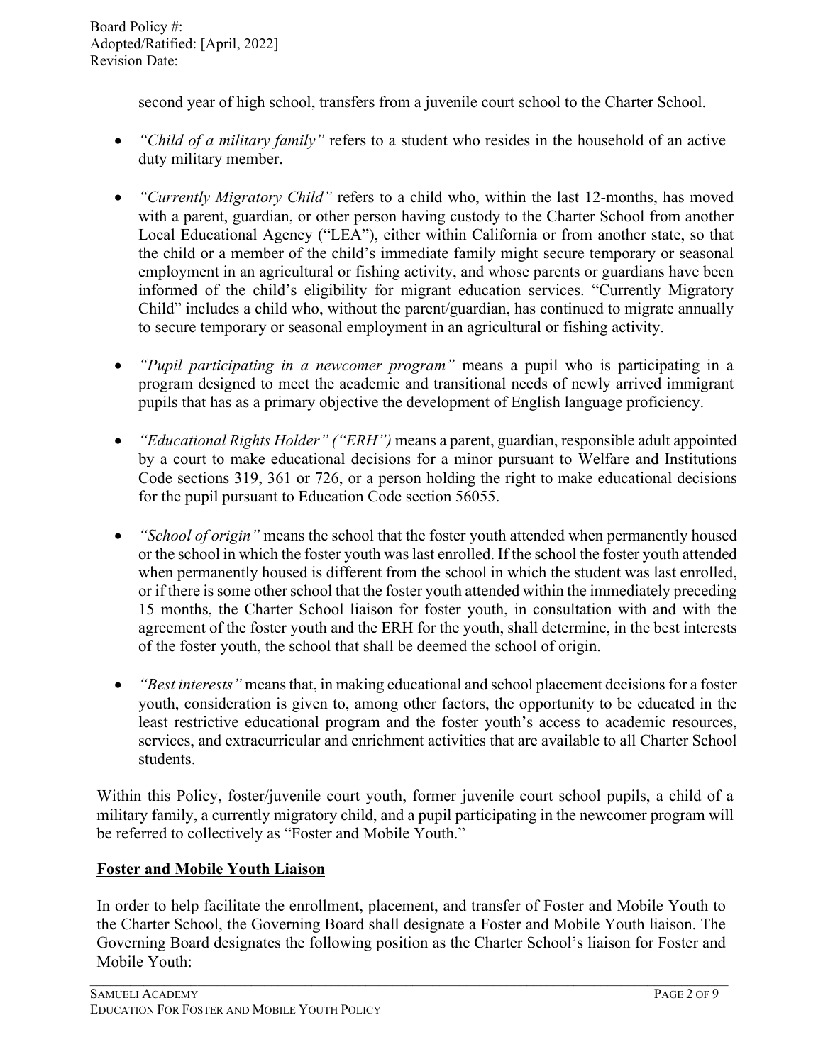second year of high school, transfers from a juvenile court school to the Charter School.

- *"Child of a military family"* refers to a student who resides in the household of an active duty military member.

- *"Currently Migratory Child"* refers to a child who, within the last 12-months, has moved with a parent, guardian, or other person having custody to the Charter School from another Local Educational Agency ("LEA"), either within California or from another state, so that the child or a member of the child's immediate family might secure temporary or seasonal employment in an agricultural or fishing activity, and whose parents or guardians have been informed of the child's eligibility for migrant education services. "Currently Migratory Child" includes a child who, without the parent/guardian, has continued to migrate annually to secure temporary or seasonal employment in an agricultural or fishing activity.

- *"Pupil participating in a newcomer program"* means a pupil who is participating in a program designed to meet the academic and transitional needs of newly arrived immigrant pupils that has as a primary objective the development of English language proficiency.

- *"Educational Rights Holder" ("ERH")* means a parent, guardian, responsible adult appointed by a court to make educational decisions for a minor pursuant to Welfare and Institutions Code sections 319, 361 or 726, or a person holding the right to make educational decisions for the pupil pursuant to Education Code section 56055.

- *"School of origin"* means the school that the foster youth attended when permanently housed or the school in which the foster youth was last enrolled. If the school the foster youth attended when permanently housed is different from the school in which the student was last enrolled, or if there is some other school that the foster youth attended within the immediately preceding 15 months, the Charter School liaison for foster youth, in consultation with and with the agreement of the foster youth and the ERH for the youth, shall determine, in the best interests of the foster youth, the school that shall be deemed the school of origin.

- *"Best interests"* means that, in making educational and school placement decisions for a foster youth, consideration is given to, among other factors, the opportunity to be educated in the least restrictive educational program and the foster youth's access to academic resources, services, and extracurricular and enrichment activities that are available to all Charter School students.

Within this Policy, foster/juvenile court youth, former juvenile court school pupils, a child of a military family, a currently migratory child, and a pupil participating in the newcomer program will be referred to collectively as "Foster and Mobile Youth."

**Foster and Mobile Youth Liaison**

In order to help facilitate the enrollment, placement, and transfer of Foster and Mobile Youth to the Charter School, the Governing Board shall designate a Foster and Mobile Youth liaison. The Governing Board designates the following position as the Charter School's liaison for Foster and Mobile Youth: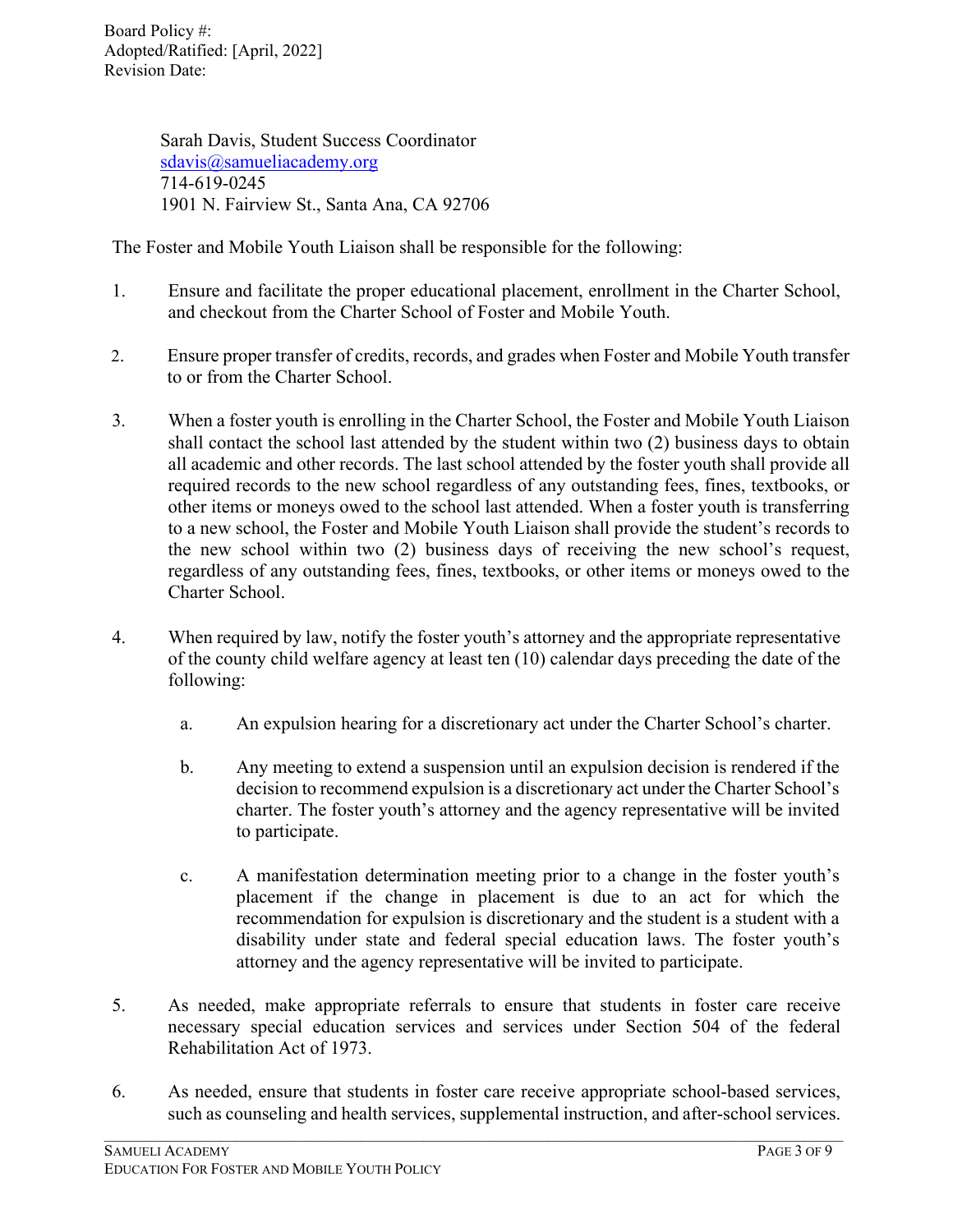Sarah Davis, Student Success Coordinator
sdavis@samueliacademy.org
714-619-0245
1901 N. Fairview St., Santa Ana, CA 92706

The Foster and Mobile Youth Liaison shall be responsible for the following:

1. Ensure and facilitate the proper educational placement, enrollment in the Charter School, and checkout from the Charter School of Foster and Mobile Youth.

2. Ensure proper transfer of credits, records, and grades when Foster and Mobile Youth transfer to or from the Charter School.

3. When a foster youth is enrolling in the Charter School, the Foster and Mobile Youth Liaison shall contact the school last attended by the student within two (2) business days to obtain all academic and other records. The last school attended by the foster youth shall provide all required records to the new school regardless of any outstanding fees, fines, textbooks, or other items or moneys owed to the school last attended. When a foster youth is transferring to a new school, the Foster and Mobile Youth Liaison shall provide the student's records to the new school within two (2) business days of receiving the new school's request, regardless of any outstanding fees, fines, textbooks, or other items or moneys owed to the Charter School.

4. When required by law, notify the foster youth's attorney and the appropriate representative of the county child welfare agency at least ten (10) calendar days preceding the date of the following:

   a. An expulsion hearing for a discretionary act under the Charter School's charter.

   b. Any meeting to extend a suspension until an expulsion decision is rendered if the decision to recommend expulsion is a discretionary act under the Charter School's charter. The foster youth's attorney and the agency representative will be invited to participate.

   c. A manifestation determination meeting prior to a change in the foster youth's placement if the change in placement is due to an act for which the recommendation for expulsion is discretionary and the student is a student with a disability under state and federal special education laws. The foster youth's attorney and the agency representative will be invited to participate.

5. As needed, make appropriate referrals to ensure that students in foster care receive necessary special education services and services under Section 504 of the federal Rehabilitation Act of 1973.

6. As needed, ensure that students in foster care receive appropriate school-based services, such as counseling and health services, supplemental instruction, and after-school services.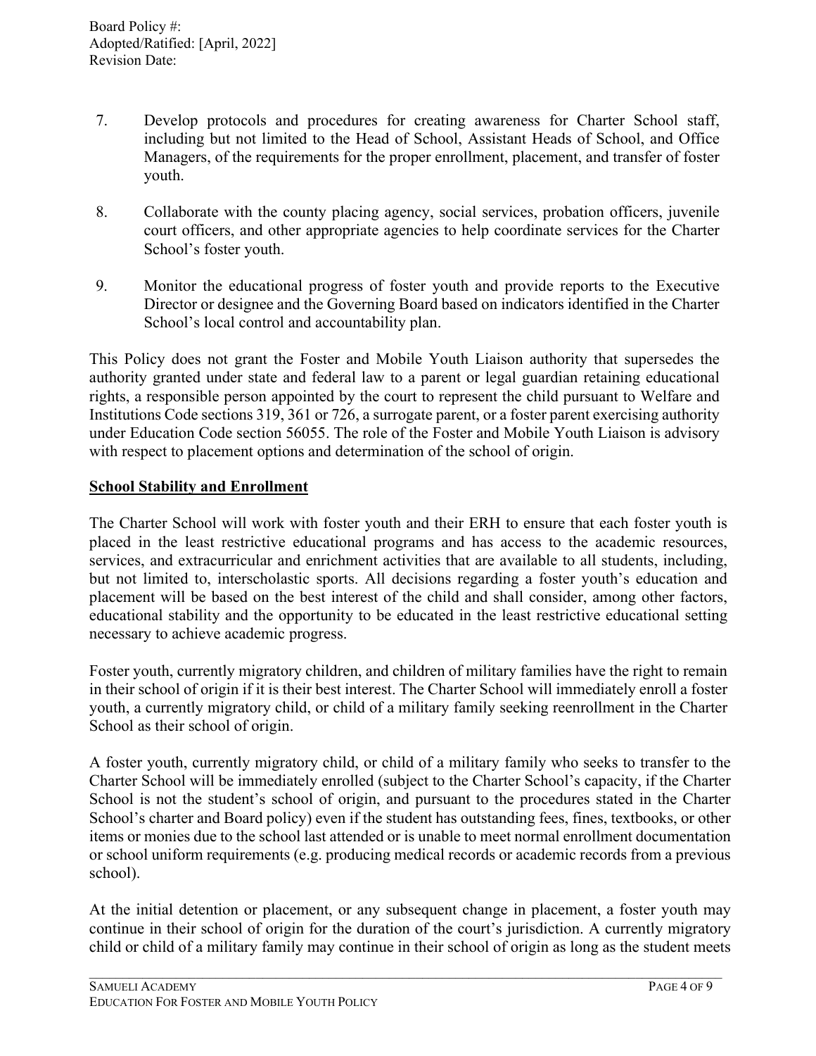7. Develop protocols and procedures for creating awareness for Charter School staff, including but not limited to the Head of School, Assistant Heads of School, and Office Managers, of the requirements for the proper enrollment, placement, and transfer of foster youth.

8. Collaborate with the county placing agency, social services, probation officers, juvenile court officers, and other appropriate agencies to help coordinate services for the Charter School's foster youth.

9. Monitor the educational progress of foster youth and provide reports to the Executive Director or designee and the Governing Board based on indicators identified in the Charter School's local control and accountability plan.

This Policy does not grant the Foster and Mobile Youth Liaison authority that supersedes the authority granted under state and federal law to a parent or legal guardian retaining educational rights, a responsible person appointed by the court to represent the child pursuant to Welfare and Institutions Code sections 319, 361 or 726, a surrogate parent, or a foster parent exercising authority under Education Code section 56055. The role of the Foster and Mobile Youth Liaison is advisory with respect to placement options and determination of the school of origin.

**School Stability and Enrollment**

The Charter School will work with foster youth and their ERH to ensure that each foster youth is placed in the least restrictive educational programs and has access to the academic resources, services, and extracurricular and enrichment activities that are available to all students, including, but not limited to, interscholastic sports. All decisions regarding a foster youth's education and placement will be based on the best interest of the child and shall consider, among other factors, educational stability and the opportunity to be educated in the least restrictive educational setting necessary to achieve academic progress.

Foster youth, currently migratory children, and children of military families have the right to remain in their school of origin if it is their best interest. The Charter School will immediately enroll a foster youth, a currently migratory child, or child of a military family seeking reenrollment in the Charter School as their school of origin.

A foster youth, currently migratory child, or child of a military family who seeks to transfer to the Charter School will be immediately enrolled (subject to the Charter School's capacity, if the Charter School is not the student's school of origin, and pursuant to the procedures stated in the Charter School's charter and Board policy) even if the student has outstanding fees, fines, textbooks, or other items or monies due to the school last attended or is unable to meet normal enrollment documentation or school uniform requirements (e.g. producing medical records or academic records from a previous school).

At the initial detention or placement, or any subsequent change in placement, a foster youth may continue in their school of origin for the duration of the court's jurisdiction. A currently migratory child or child of a military family may continue in their school of origin as long as the student meets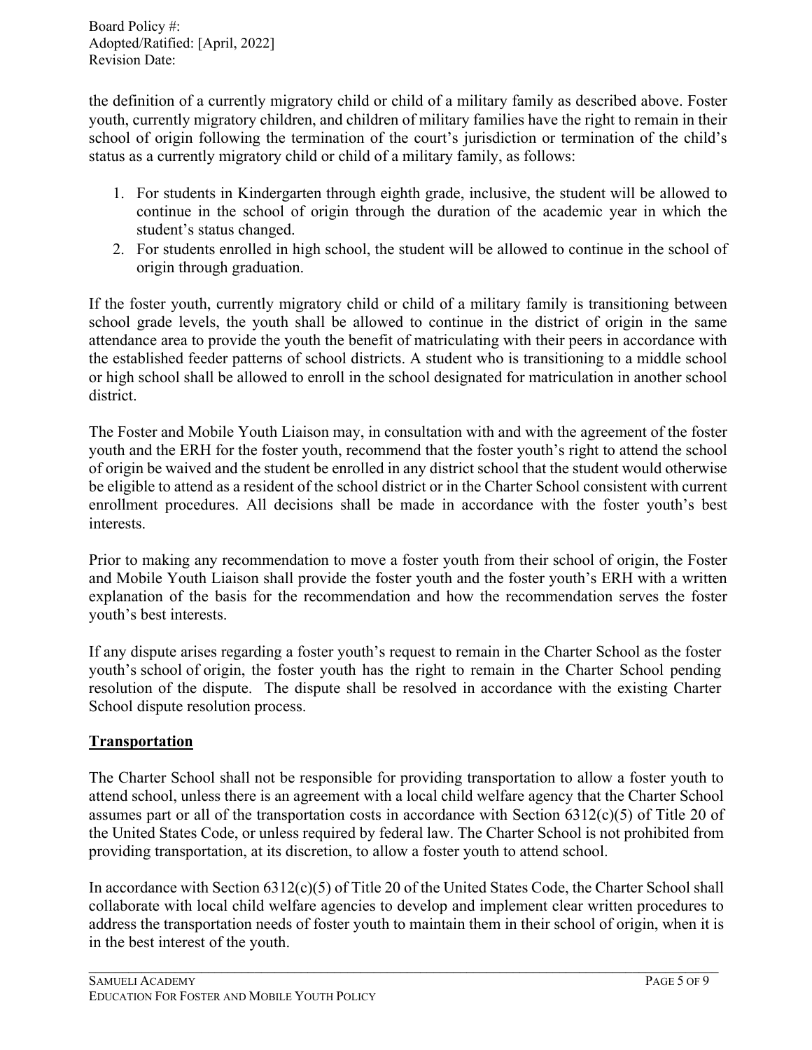the definition of a currently migratory child or child of a military family as described above. Foster youth, currently migratory children, and children of military families have the right to remain in their school of origin following the termination of the court's jurisdiction or termination of the child's status as a currently migratory child or child of a military family, as follows:

1. For students in Kindergarten through eighth grade, inclusive, the student will be allowed to continue in the school of origin through the duration of the academic year in which the student's status changed.
2. For students enrolled in high school, the student will be allowed to continue in the school of origin through graduation.

If the foster youth, currently migratory child or child of a military family is transitioning between school grade levels, the youth shall be allowed to continue in the district of origin in the same attendance area to provide the youth the benefit of matriculating with their peers in accordance with the established feeder patterns of school districts. A student who is transitioning to a middle school or high school shall be allowed to enroll in the school designated for matriculation in another school district.

The Foster and Mobile Youth Liaison may, in consultation with and with the agreement of the foster youth and the ERH for the foster youth, recommend that the foster youth's right to attend the school of origin be waived and the student be enrolled in any district school that the student would otherwise be eligible to attend as a resident of the school district or in the Charter School consistent with current enrollment procedures. All decisions shall be made in accordance with the foster youth's best interests.

Prior to making any recommendation to move a foster youth from their school of origin, the Foster and Mobile Youth Liaison shall provide the foster youth and the foster youth's ERH with a written explanation of the basis for the recommendation and how the recommendation serves the foster youth's best interests.

If any dispute arises regarding a foster youth's request to remain in the Charter School as the foster youth's school of origin, the foster youth has the right to remain in the Charter School pending resolution of the dispute. The dispute shall be resolved in accordance with the existing Charter School dispute resolution process.

## Transportation

The Charter School shall not be responsible for providing transportation to allow a foster youth to attend school, unless there is an agreement with a local child welfare agency that the Charter School assumes part or all of the transportation costs in accordance with Section 6312(c)(5) of Title 20 of the United States Code, or unless required by federal law. The Charter School is not prohibited from providing transportation, at its discretion, to allow a foster youth to attend school.

In accordance with Section 6312(c)(5) of Title 20 of the United States Code, the Charter School shall collaborate with local child welfare agencies to develop and implement clear written procedures to address the transportation needs of foster youth to maintain them in their school of origin, when it is in the best interest of the youth.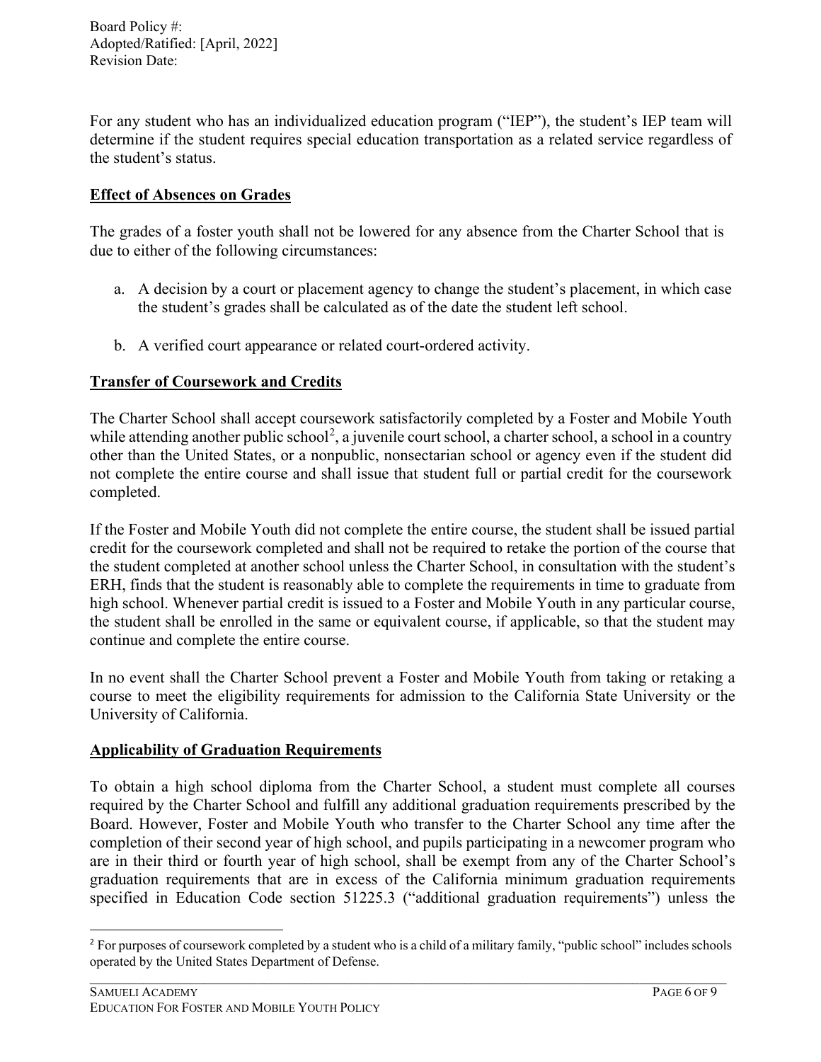For any student who has an individualized education program ("IEP"), the student's IEP team will determine if the student requires special education transportation as a related service regardless of the student's status.

**Effect of Absences on Grades**

The grades of a foster youth shall not be lowered for any absence from the Charter School that is due to either of the following circumstances:

a. A decision by a court or placement agency to change the student's placement, in which case the student's grades shall be calculated as of the date the student left school.

b. A verified court appearance or related court-ordered activity.

**Transfer of Coursework and Credits**

The Charter School shall accept coursework satisfactorily completed by a Foster and Mobile Youth while attending another public school[2], a juvenile court school, a charter school, a school in a country other than the United States, or a nonpublic, nonsectarian school or agency even if the student did not complete the entire course and shall issue that student full or partial credit for the coursework completed.

If the Foster and Mobile Youth did not complete the entire course, the student shall be issued partial credit for the coursework completed and shall not be required to retake the portion of the course that the student completed at another school unless the Charter School, in consultation with the student's ERH, finds that the student is reasonably able to complete the requirements in time to graduate from high school. Whenever partial credit is issued to a Foster and Mobile Youth in any particular course, the student shall be enrolled in the same or equivalent course, if applicable, so that the student may continue and complete the entire course.

In no event shall the Charter School prevent a Foster and Mobile Youth from taking or retaking a course to meet the eligibility requirements for admission to the California State University or the University of California.

**Applicability of Graduation Requirements**

To obtain a high school diploma from the Charter School, a student must complete all courses required by the Charter School and fulfill any additional graduation requirements prescribed by the Board. However, Foster and Mobile Youth who transfer to the Charter School any time after the completion of their second year of high school, and pupils participating in a newcomer program who are in their third or fourth year of high school, shall be exempt from any of the Charter School's graduation requirements that are in excess of the California minimum graduation requirements specified in Education Code section 51225.3 ("additional graduation requirements") unless the

[2] For purposes of coursework completed by a student who is a child of a military family, "public school" includes schools operated by the United States Department of Defense.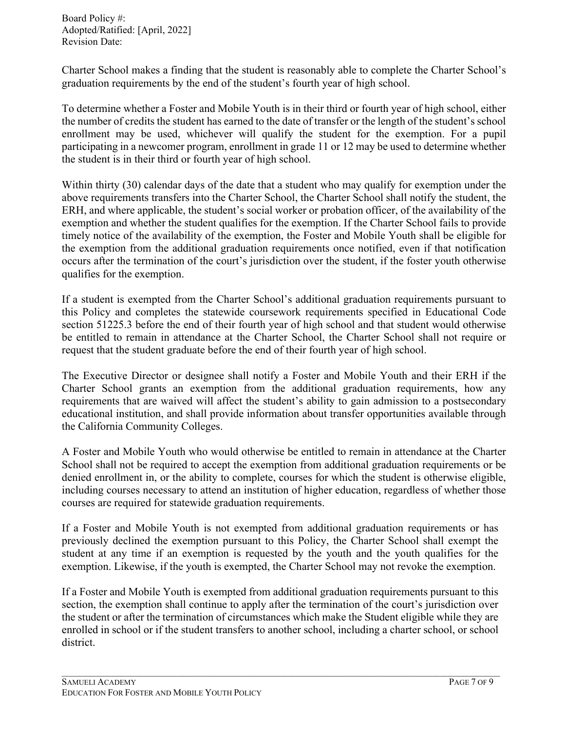Charter School makes a finding that the student is reasonably able to complete the Charter School's graduation requirements by the end of the student's fourth year of high school.

To determine whether a Foster and Mobile Youth is in their third or fourth year of high school, either the number of credits the student has earned to the date of transfer or the length of the student's school enrollment may be used, whichever will qualify the student for the exemption. For a pupil participating in a newcomer program, enrollment in grade 11 or 12 may be used to determine whether the student is in their third or fourth year of high school.

Within thirty (30) calendar days of the date that a student who may qualify for exemption under the above requirements transfers into the Charter School, the Charter School shall notify the student, the ERH, and where applicable, the student's social worker or probation officer, of the availability of the exemption and whether the student qualifies for the exemption. If the Charter School fails to provide timely notice of the availability of the exemption, the Foster and Mobile Youth shall be eligible for the exemption from the additional graduation requirements once notified, even if that notification occurs after the termination of the court's jurisdiction over the student, if the foster youth otherwise qualifies for the exemption.

If a student is exempted from the Charter School's additional graduation requirements pursuant to this Policy and completes the statewide coursework requirements specified in Educational Code section 51225.3 before the end of their fourth year of high school and that student would otherwise be entitled to remain in attendance at the Charter School, the Charter School shall not require or request that the student graduate before the end of their fourth year of high school.

The Executive Director or designee shall notify a Foster and Mobile Youth and their ERH if the Charter School grants an exemption from the additional graduation requirements, how any requirements that are waived will affect the student's ability to gain admission to a postsecondary educational institution, and shall provide information about transfer opportunities available through the California Community Colleges.

A Foster and Mobile Youth who would otherwise be entitled to remain in attendance at the Charter School shall not be required to accept the exemption from additional graduation requirements or be denied enrollment in, or the ability to complete, courses for which the student is otherwise eligible, including courses necessary to attend an institution of higher education, regardless of whether those courses are required for statewide graduation requirements.

If a Foster and Mobile Youth is not exempted from additional graduation requirements or has previously declined the exemption pursuant to this Policy, the Charter School shall exempt the student at any time if an exemption is requested by the youth and the youth qualifies for the exemption. Likewise, if the youth is exempted, the Charter School may not revoke the exemption.

If a Foster and Mobile Youth is exempted from additional graduation requirements pursuant to this section, the exemption shall continue to apply after the termination of the court's jurisdiction over the student or after the termination of circumstances which make the Student eligible while they are enrolled in school or if the student transfers to another school, including a charter school, or school district.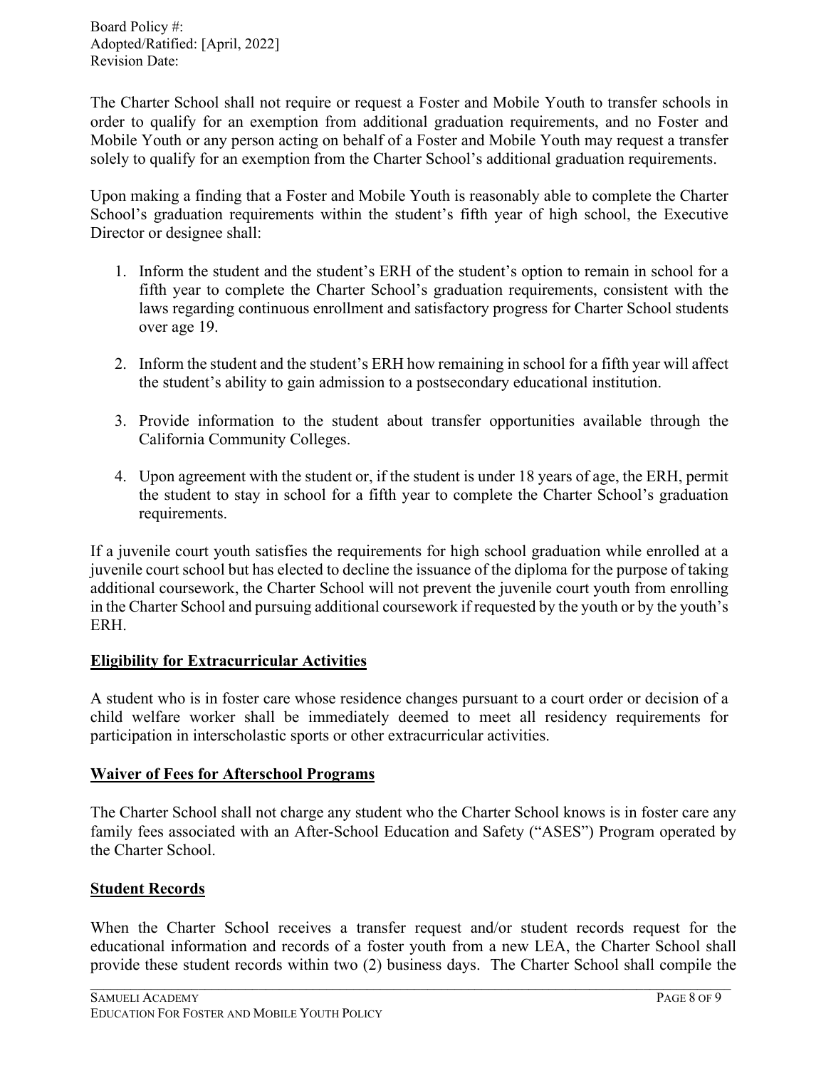The Charter School shall not require or request a Foster and Mobile Youth to transfer schools in order to qualify for an exemption from additional graduation requirements, and no Foster and Mobile Youth or any person acting on behalf of a Foster and Mobile Youth may request a transfer solely to qualify for an exemption from the Charter School's additional graduation requirements.

Upon making a finding that a Foster and Mobile Youth is reasonably able to complete the Charter School's graduation requirements within the student's fifth year of high school, the Executive Director or designee shall:

1. Inform the student and the student's ERH of the student's option to remain in school for a fifth year to complete the Charter School's graduation requirements, consistent with the laws regarding continuous enrollment and satisfactory progress for Charter School students over age 19.

2. Inform the student and the student's ERH how remaining in school for a fifth year will affect the student's ability to gain admission to a postsecondary educational institution.

3. Provide information to the student about transfer opportunities available through the California Community Colleges.

4. Upon agreement with the student or, if the student is under 18 years of age, the ERH, permit the student to stay in school for a fifth year to complete the Charter School's graduation requirements.

If a juvenile court youth satisfies the requirements for high school graduation while enrolled at a juvenile court school but has elected to decline the issuance of the diploma for the purpose of taking additional coursework, the Charter School will not prevent the juvenile court youth from enrolling in the Charter School and pursuing additional coursework if requested by the youth or by the youth's ERH.

## Eligibility for Extracurricular Activities

A student who is in foster care whose residence changes pursuant to a court order or decision of a child welfare worker shall be immediately deemed to meet all residency requirements for participation in interscholastic sports or other extracurricular activities.

## Waiver of Fees for Afterschool Programs

The Charter School shall not charge any student who the Charter School knows is in foster care any family fees associated with an After-School Education and Safety ("ASES") Program operated by the Charter School.

## Student Records

When the Charter School receives a transfer request and/or student records request for the educational information and records of a foster youth from a new LEA, the Charter School shall provide these student records within two (2) business days. The Charter School shall compile the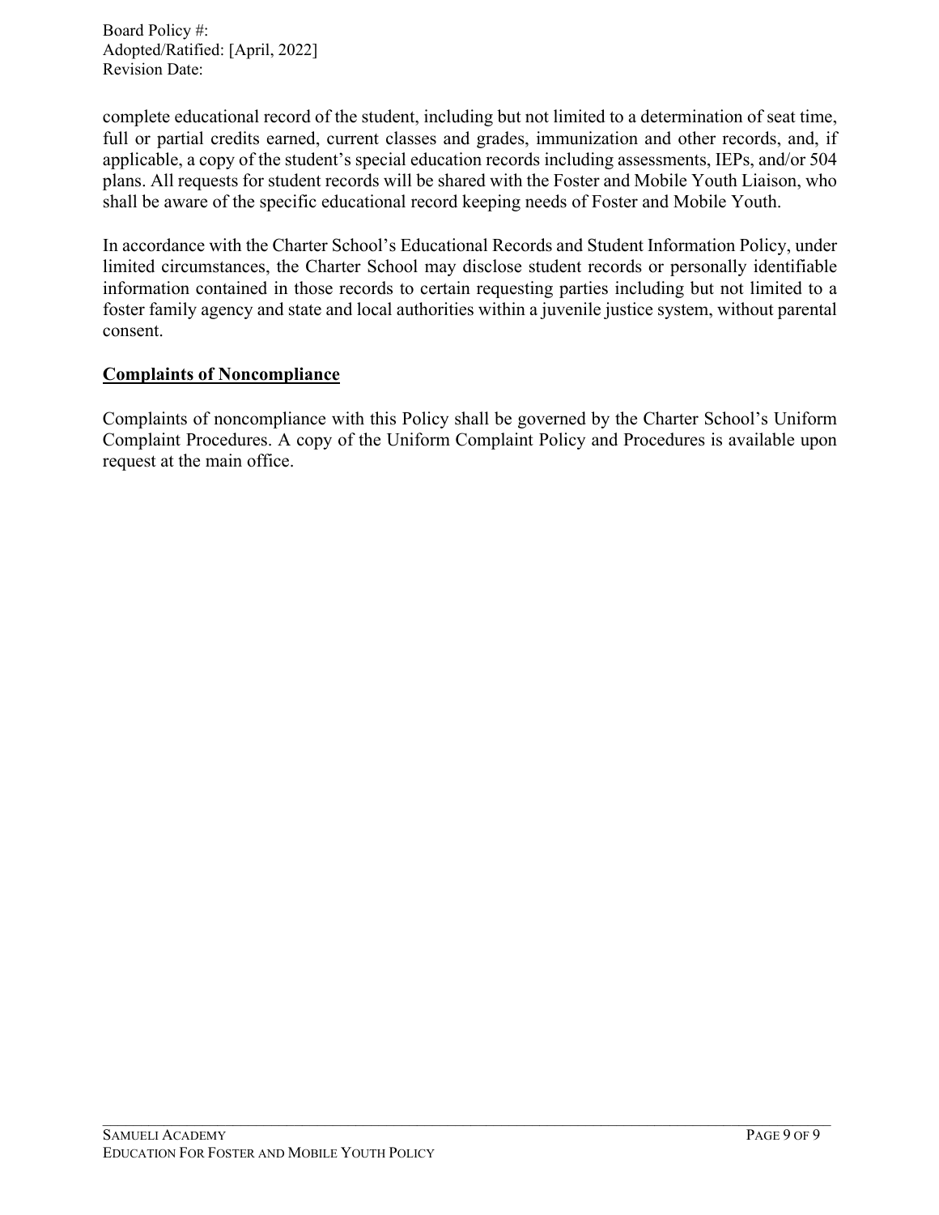complete educational record of the student, including but not limited to a determination of seat time, full or partial credits earned, current classes and grades, immunization and other records, and, if applicable, a copy of the student's special education records including assessments, IEPs, and/or 504 plans. All requests for student records will be shared with the Foster and Mobile Youth Liaison, who shall be aware of the specific educational record keeping needs of Foster and Mobile Youth.

In accordance with the Charter School's Educational Records and Student Information Policy, under limited circumstances, the Charter School may disclose student records or personally identifiable information contained in those records to certain requesting parties including but not limited to a foster family agency and state and local authorities within a juvenile justice system, without parental consent.

## Complaints of Noncompliance

Complaints of noncompliance with this Policy shall be governed by the Charter School's Uniform Complaint Procedures. A copy of the Uniform Complaint Policy and Procedures is available upon request at the main office.